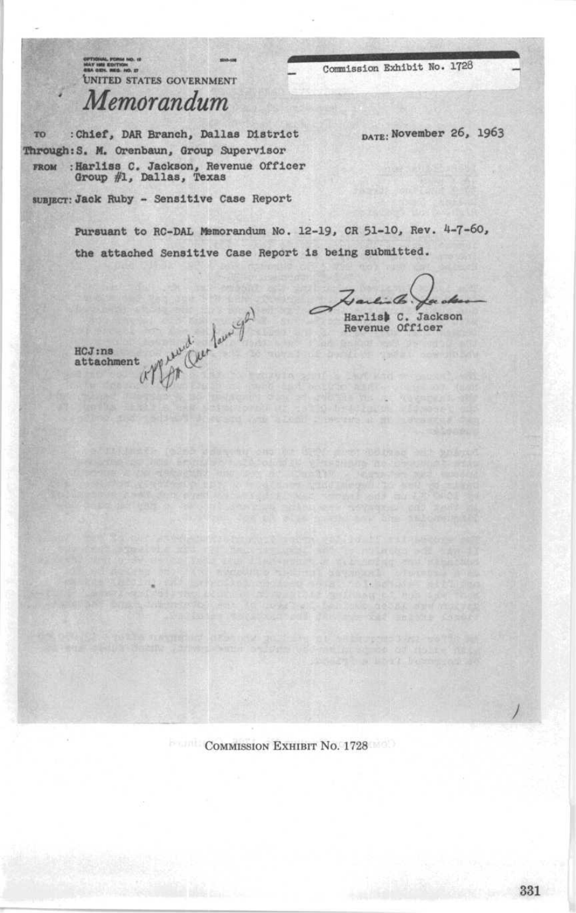OPTIONAL FORM NO. 10
MAY 1962 EDITION
GSA GEN. REG. NO. 27

UNITED STATES GOVERNMENT

# *Memorandum*

Commission Exhibit No. 1728

TO : Chief, DAR Branch, Dallas District

DATE: November 26, 1963

Through: S. M. Orenbaun, Group Supervisor

FROM : Harliss C. Jackson, Revenue Officer
Group #1, Dallas, Texas

SUBJECT: Jack Ruby - Sensitive Case Report

Pursuant to RC-DAL Memorandum No. 12-19, CR 51-10, Rev. 4-7-60, the attached Sensitive Case Report is being submitted.

Harliss C. Jackson
Revenue Officer

HCJ:ns
attachment

approved for Chief(?)

COMMISSION EXHIBIT No. 1728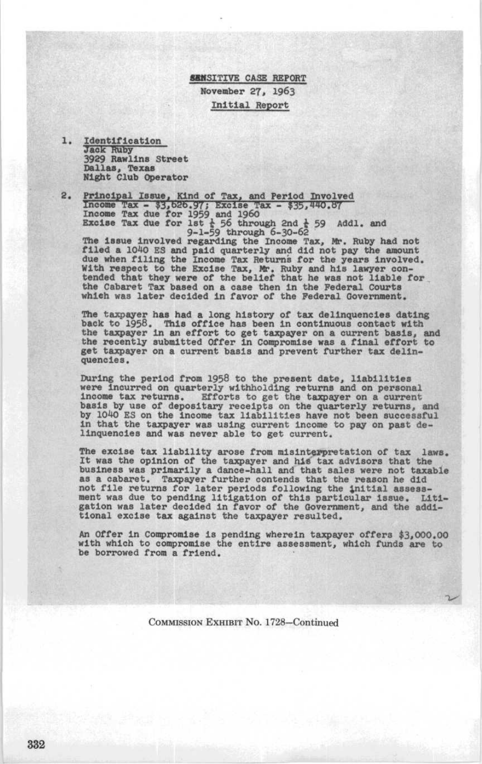**SENSITIVE CASE REPORT**

November 27, 1963

Initial Report

1. Identification
   Jack Ruby
   3929 Rawlins Street
   Dallas, Texas
   Night Club Operator

2. Principal Issue, Kind of Tax, and Period Involved
   Income Tax - $3,626.97; Excise Tax - $35,440.87
   Income Tax due for 1959 and 1960
   Excise Tax due for 1st ½ 56 through 2nd ½ 59 Addl. and 9-1-59 through 6-30-62

   The issue involved regarding the Income Tax, Mr. Ruby had not filed a 1040 ES and paid quarterly and did not pay the amount due when filing the Income Tax Returns for the years involved. With respect to the Excise Tax, Mr. Ruby and his lawyer contended that they were of the belief that he was not liable for the Cabaret Tax based on a case then in the Federal Courts which was later decided in favor of the Federal Government.

   The taxpayer has had a long history of tax delinquencies dating back to 1958. This office has been in continuous contact with the taxpayer in an effort to get taxpayer on a current basis, and the recently submitted Offer in Compromise was a final effort to get taxpayer on a current basis and prevent further tax delinquencies.

   During the period from 1958 to the present date, liabilities were incurred on quarterly withholding returns and on personal income tax returns. Efforts to get the taxpayer on a current basis by use of depositary receipts on the quarterly returns, and by 1040 ES on the income tax liabilities have not been successful in that the taxpayer was using current income to pay on past delinquencies and was never able to get current.

   The excise tax liability arose from misinterpretation of tax laws. It was the opinion of the taxpayer and his tax advisors that the business was primarily a dance-hall and that sales were not taxable as a cabaret. Taxpayer further contends that the reason he did not file returns for later periods following the initial assessment was due to pending litigation of this particular issue. Litigation was later decided in favor of the Government, and the additional excise tax against the taxpayer resulted.

   An Offer in Compromise is pending wherein taxpayer offers $3,000.00 with which to compromise the entire assessment, which funds are to be borrowed from a friend.

COMMISSION EXHIBIT No. 1728—Continued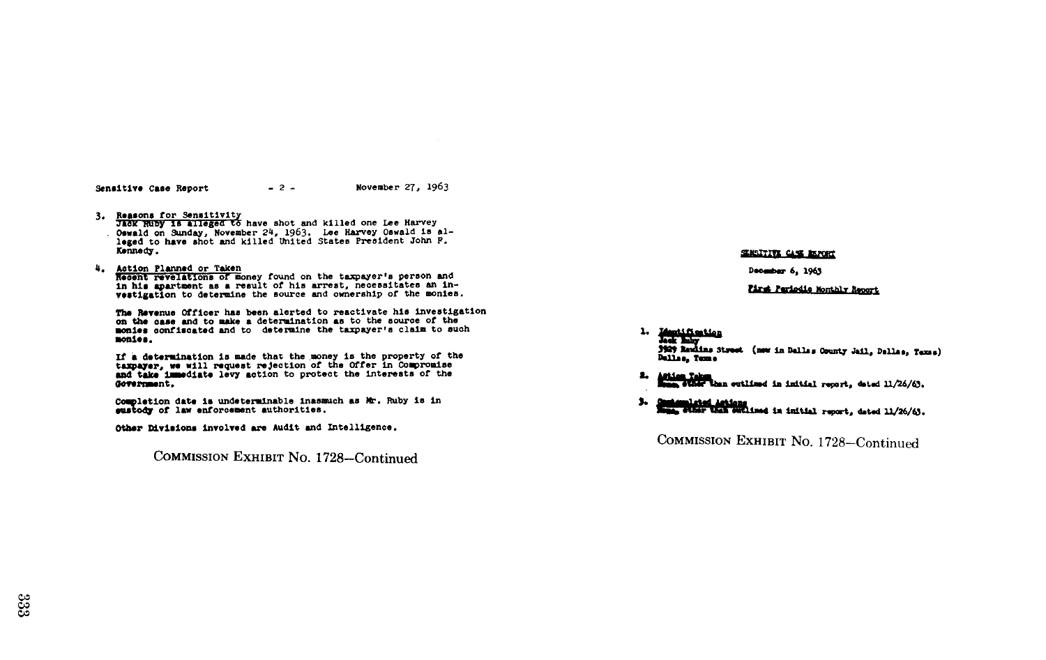Sensitive Case Report - 2 - November 27, 1963

3. Reasons for Sensitivity
   Jack Ruby is alleged to have shot and killed one Lee Harvey Oswald on Sunday, November 24, 1963. Lee Harvey Oswald is alleged to have shot and killed United States President John F. Kennedy.

4. Action Planned or Taken
   Recent revelations of money found on the taxpayer's person and in his apartment as a result of his arrest, necessitates an investigation to determine the source and ownership of the monies.

   The Revenue Officer has been alerted to reactivate his investigation on the case and to make a determination as to the source of the monies confiscated and to determine the taxpayer's claim to such monies.

   If a determination is made that the money is the property of the taxpayer, we will request rejection of the Offer in Compromise and take immediate levy action to protect the interests of the Government.

   Completion date is undeterminable inasmuch as Mr. Ruby is in custody of law enforcement authorities.

   Other Divisions involved are Audit and Intelligence.

COMMISSION EXHIBIT No. 1728—Continued

SENSITIVE CASE REPORT

December 6, 1963

First Periodic Monthly Report

1. Identification
   Jack Ruby
   3929 Rawlins Street (now in Dallas County Jail, Dallas, Texas)
   Dallas, Texas

2. Action Taken
   None, other than outlined in initial report, dated 11/26/63.

3. Contemplated Actions
   None, other than outlined in initial report, dated 11/26/63.

COMMISSION EXHIBIT No. 1728—Continued